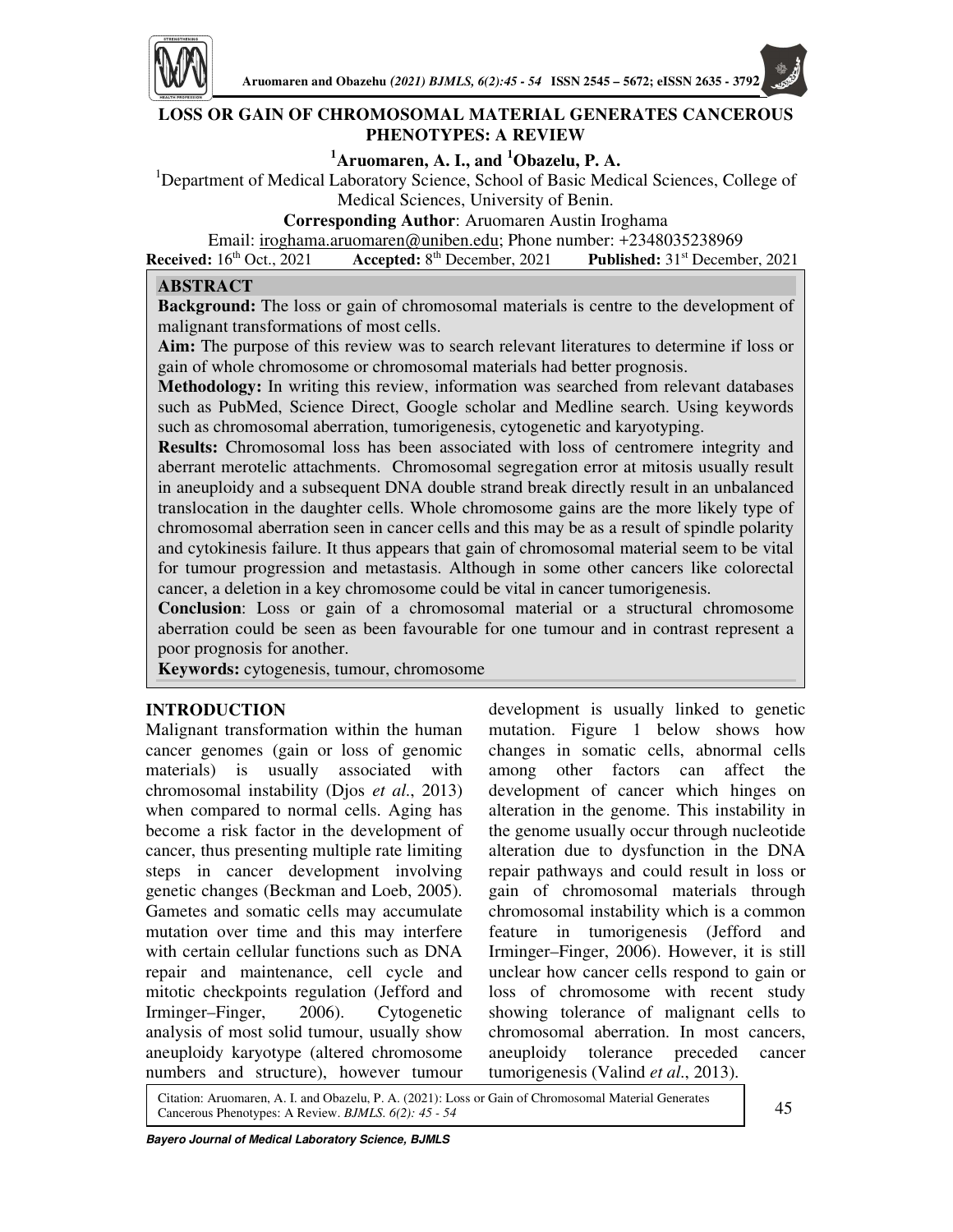# LOSS OR GAIN OF CHROMOSOMAL MATERIAL GENERATES CANCEROUS PHENOTYPES: A REVIEW

**[1]Aruomaren, A. I., and [1]Obazelu, P. A.**

[1]Department of Medical Laboratory Science, School of Basic Medical Sciences, College of Medical Sciences, University of Benin.

**Corresponding Author**: Aruomaren Austin Iroghama

Email: iroghama.aruomaren@uniben.edu; Phone number: +2348035238969

**Received:** 16th Oct., 2021 **Accepted:** 8th December, 2021 **Published:** 31st December, 2021

## ABSTRACT

**Background:** The loss or gain of chromosomal materials is centre to the development of malignant transformations of most cells.

**Aim:** The purpose of this review was to search relevant literatures to determine if loss or gain of whole chromosome or chromosomal materials had better prognosis.

**Methodology:** In writing this review, information was searched from relevant databases such as PubMed, Science Direct, Google scholar and Medline search. Using keywords such as chromosomal aberration, tumorigenesis, cytogenetic and karyotyping.

**Results:** Chromosomal loss has been associated with loss of centromere integrity and aberrant merotelic attachments. Chromosomal segregation error at mitosis usually result in aneuploidy and a subsequent DNA double strand break directly result in an unbalanced translocation in the daughter cells. Whole chromosome gains are the more likely type of chromosomal aberration seen in cancer cells and this may be as a result of spindle polarity and cytokinesis failure. It thus appears that gain of chromosomal material seem to be vital for tumour progression and metastasis. Although in some other cancers like colorectal cancer, a deletion in a key chromosome could be vital in cancer tumorigenesis.

**Conclusion**: Loss or gain of a chromosomal material or a structural chromosome aberration could be seen as been favourable for one tumour and in contrast represent a poor prognosis for another.

**Keywords:** cytogenesis, tumour, chromosome

## INTRODUCTION

Malignant transformation within the human cancer genomes (gain or loss of genomic materials) is usually associated with chromosomal instability (Djos *et al*., 2013) when compared to normal cells. Aging has become a risk factor in the development of cancer, thus presenting multiple rate limiting steps in cancer development involving genetic changes (Beckman and Loeb, 2005). Gametes and somatic cells may accumulate mutation over time and this may interfere with certain cellular functions such as DNA repair and maintenance, cell cycle and mitotic checkpoints regulation (Jefford and Irminger–Finger, 2006). Cytogenetic analysis of most solid tumour, usually show aneuploidy karyotype (altered chromosome numbers and structure), however tumour development is usually linked to genetic mutation. Figure 1 below shows how changes in somatic cells, abnormal cells among other factors can affect the development of cancer which hinges on alteration in the genome. This instability in the genome usually occur through nucleotide alteration due to dysfunction in the DNA repair pathways and could result in loss or gain of chromosomal materials through chromosomal instability which is a common feature in tumorigenesis (Jefford and Irminger–Finger, 2006). However, it is still unclear how cancer cells respond to gain or loss of chromosome with recent study showing tolerance of malignant cells to chromosomal aberration. In most cancers, aneuploidy tolerance preceded cancer tumorigenesis (Valind *et al*., 2013).

Citation: Aruomaren, A. I. and Obazelu, P. A. (2021): Loss or Gain of Chromosomal Material Generates Cancerous Phenotypes: A Review. *BJMLS. 6(2): 45 - 54*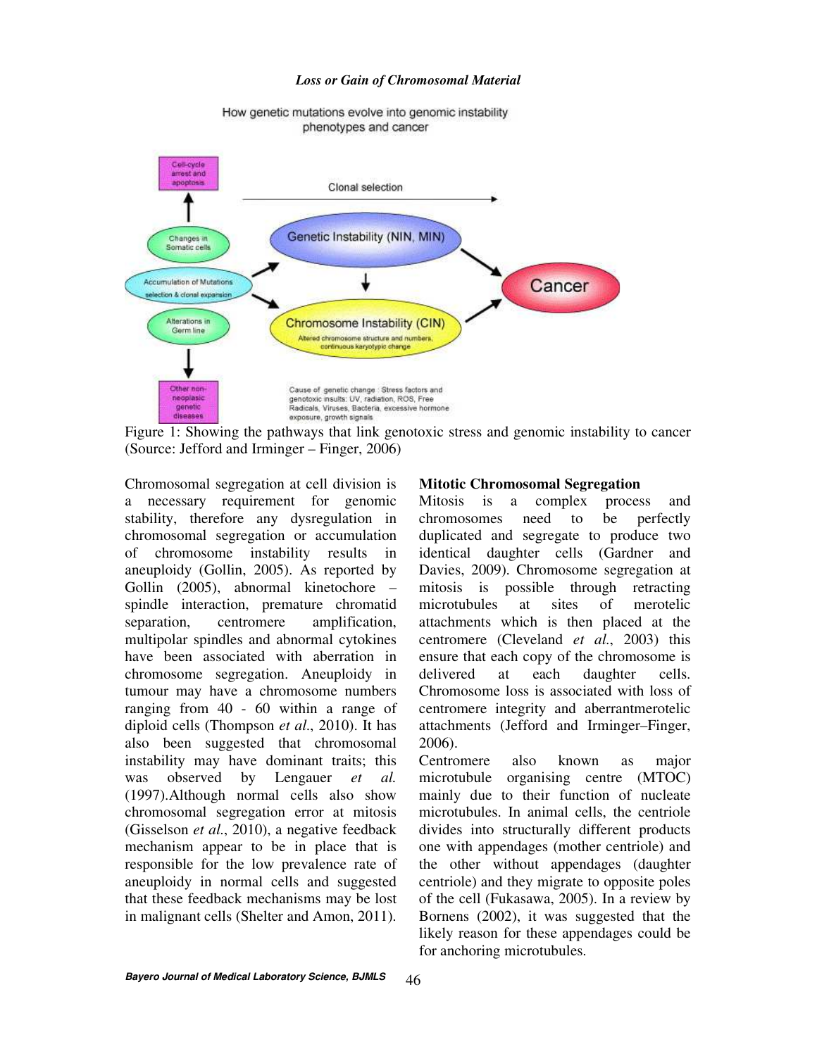How genetic mutations evolve into genomic instability phenotypes and cancer

Cell-cycle arrest and apoptosis

Clonal selection

Changes in Somatic cells

Genetic Instability (NIN, MIN)

Accumulation of Mutations selection & clonal expansion

Cancer

Alterations in Germ line

Chromosome Instability (CIN)

Altered chromosome structure and numbers, continuous karyotypic change

Other non-neoplasic genetic diseases

Cause of genetic change : Stress factors and genotoxic insults: UV, radiation, ROS, Free Radicals, Viruses, Bacteria, excessive hormone exposure, growth signals

Figure 1: Showing the pathways that link genotoxic stress and genomic instability to cancer (Source: Jefford and Irminger – Finger, 2006)

Chromosomal segregation at cell division is a necessary requirement for genomic stability, therefore any dysregulation in chromosomal segregation or accumulation of chromosome instability results in aneuploidy (Gollin, 2005). As reported by Gollin (2005), abnormal kinetochore – spindle interaction, premature chromatid separation, centromere amplification, multipolar spindles and abnormal cytokines have been associated with aberration in chromosome segregation. Aneuploidy in tumour may have a chromosome numbers ranging from 40 - 60 within a range of diploid cells (Thompson *et al*., 2010). It has also been suggested that chromosomal instability may have dominant traits; this was observed by Lengauer *et al.* (1997).Although normal cells also show chromosomal segregation error at mitosis (Gisselson *et al*., 2010), a negative feedback mechanism appear to be in place that is responsible for the low prevalence rate of aneuploidy in normal cells and suggested that these feedback mechanisms may be lost in malignant cells (Shelter and Amon, 2011).

**Mitotic Chromosomal Segregation**

Mitosis is a complex process and chromosomes need to be perfectly duplicated and segregate to produce two identical daughter cells (Gardner and Davies, 2009). Chromosome segregation at mitosis is possible through retracting microtubules at sites of merotelic attachments which is then placed at the centromere (Cleveland *et al*., 2003) this ensure that each copy of the chromosome is delivered at each daughter cells. Chromosome loss is associated with loss of centromere integrity and aberrantmerotelic attachments (Jefford and Irminger–Finger, 2006).

Centromere also known as major microtubule organising centre (MTOC) mainly due to their function of nucleate microtubules. In animal cells, the centriole divides into structurally different products one with appendages (mother centriole) and the other without appendages (daughter centriole) and they migrate to opposite poles of the cell (Fukasawa, 2005). In a review by Bornens (2002), it was suggested that the likely reason for these appendages could be for anchoring microtubules.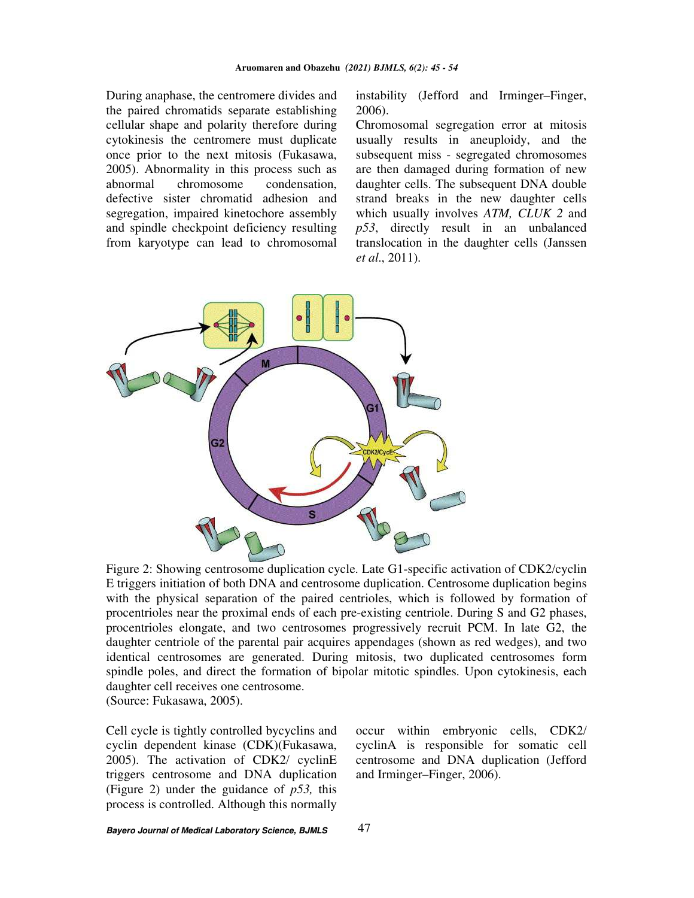During anaphase, the centromere divides and the paired chromatids separate establishing cellular shape and polarity therefore during cytokinesis the centromere must duplicate once prior to the next mitosis (Fukasawa, 2005). Abnormality in this process such as abnormal chromosome condensation, defective sister chromatid adhesion and segregation, impaired kinetochore assembly and spindle checkpoint deficiency resulting from karyotype can lead to chromosomal instability (Jefford and Irminger–Finger, 2006).

Chromosomal segregation error at mitosis usually results in aneuploidy, and the subsequent miss - segregated chromosomes are then damaged during formation of new daughter cells. The subsequent DNA double strand breaks in the new daughter cells which usually involves *ATM, CLUK 2* and *p53*, directly result in an unbalanced translocation in the daughter cells (Janssen *et al*., 2011).

Figure 2: Showing centrosome duplication cycle. Late G1-specific activation of CDK2/cyclin E triggers initiation of both DNA and centrosome duplication. Centrosome duplication begins with the physical separation of the paired centrioles, which is followed by formation of procentrioles near the proximal ends of each pre-existing centriole. During S and G2 phases, procentrioles elongate, and two centrosomes progressively recruit PCM. In late G2, the daughter centriole of the parental pair acquires appendages (shown as red wedges), and two identical centrosomes are generated. During mitosis, two duplicated centrosomes form spindle poles, and direct the formation of bipolar mitotic spindles. Upon cytokinesis, each daughter cell receives one centrosome.
(Source: Fukasawa, 2005).

Cell cycle is tightly controlled bycyclins and cyclin dependent kinase (CDK)(Fukasawa, 2005). The activation of CDK2/ cyclinE triggers centrosome and DNA duplication (Figure 2) under the guidance of *p53,* this process is controlled. Although this normally occur within embryonic cells, CDK2/ cyclinA is responsible for somatic cell centrosome and DNA duplication (Jefford and Irminger–Finger, 2006).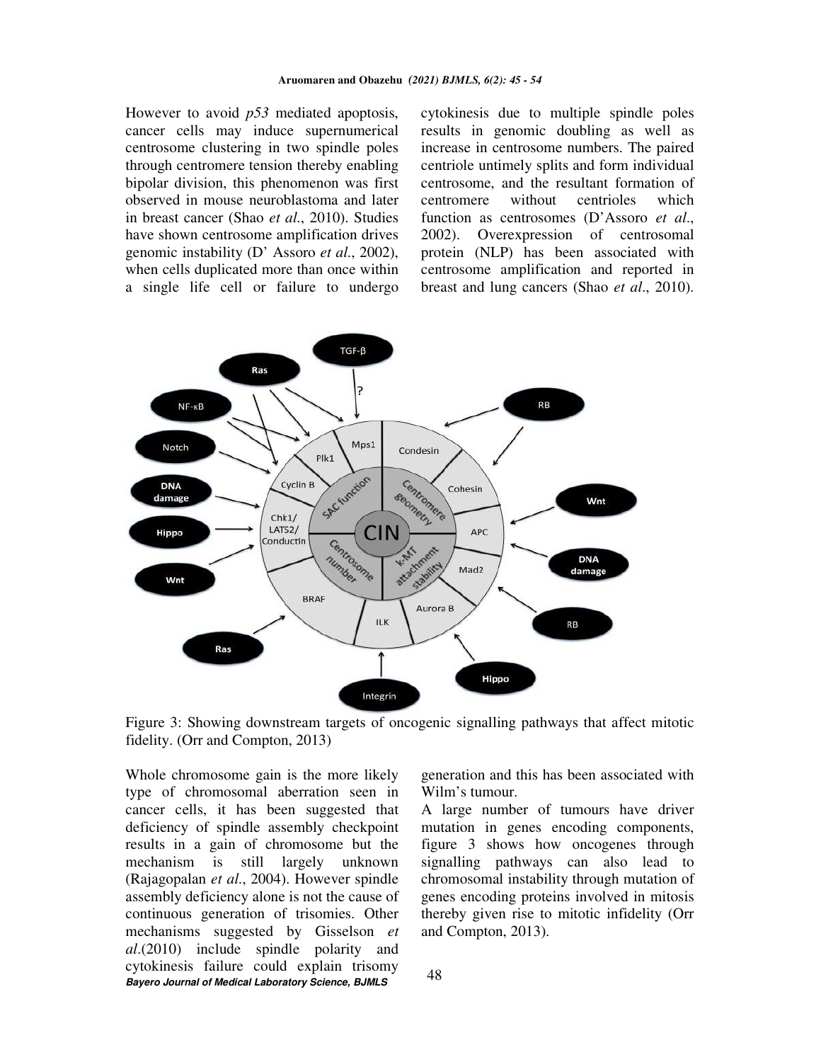However to avoid *p53* mediated apoptosis, cancer cells may induce supernumerical centrosome clustering in two spindle poles through centromere tension thereby enabling bipolar division, this phenomenon was first observed in mouse neuroblastoma and later in breast cancer (Shao *et al*., 2010). Studies have shown centrosome amplification drives genomic instability (D' Assoro *et al*., 2002), when cells duplicated more than once within a single life cell or failure to undergo cytokinesis due to multiple spindle poles results in genomic doubling as well as increase in centrosome numbers. The paired centriole untimely splits and form individual centrosome, and the resultant formation of centromere without centrioles which function as centrosomes (D'Assoro *et al*., 2002). Overexpression of centrosomal protein (NLP) has been associated with centrosome amplification and reported in breast and lung cancers (Shao *et al*., 2010).

Figure 3: Showing downstream targets of oncogenic signalling pathways that affect mitotic fidelity. (Orr and Compton, 2013)

Whole chromosome gain is the more likely type of chromosomal aberration seen in cancer cells, it has been suggested that deficiency of spindle assembly checkpoint results in a gain of chromosome but the mechanism is still largely unknown (Rajagopalan *et al*., 2004). However spindle assembly deficiency alone is not the cause of continuous generation of trisomies. Other mechanisms suggested by Gisselson *et al*.(2010) include spindle polarity and cytokinesis failure could explain trisomy generation and this has been associated with Wilm's tumour.

A large number of tumours have driver mutation in genes encoding components, figure 3 shows how oncogenes through signalling pathways can also lead to chromosomal instability through mutation of genes encoding proteins involved in mitosis thereby given rise to mitotic infidelity (Orr and Compton, 2013).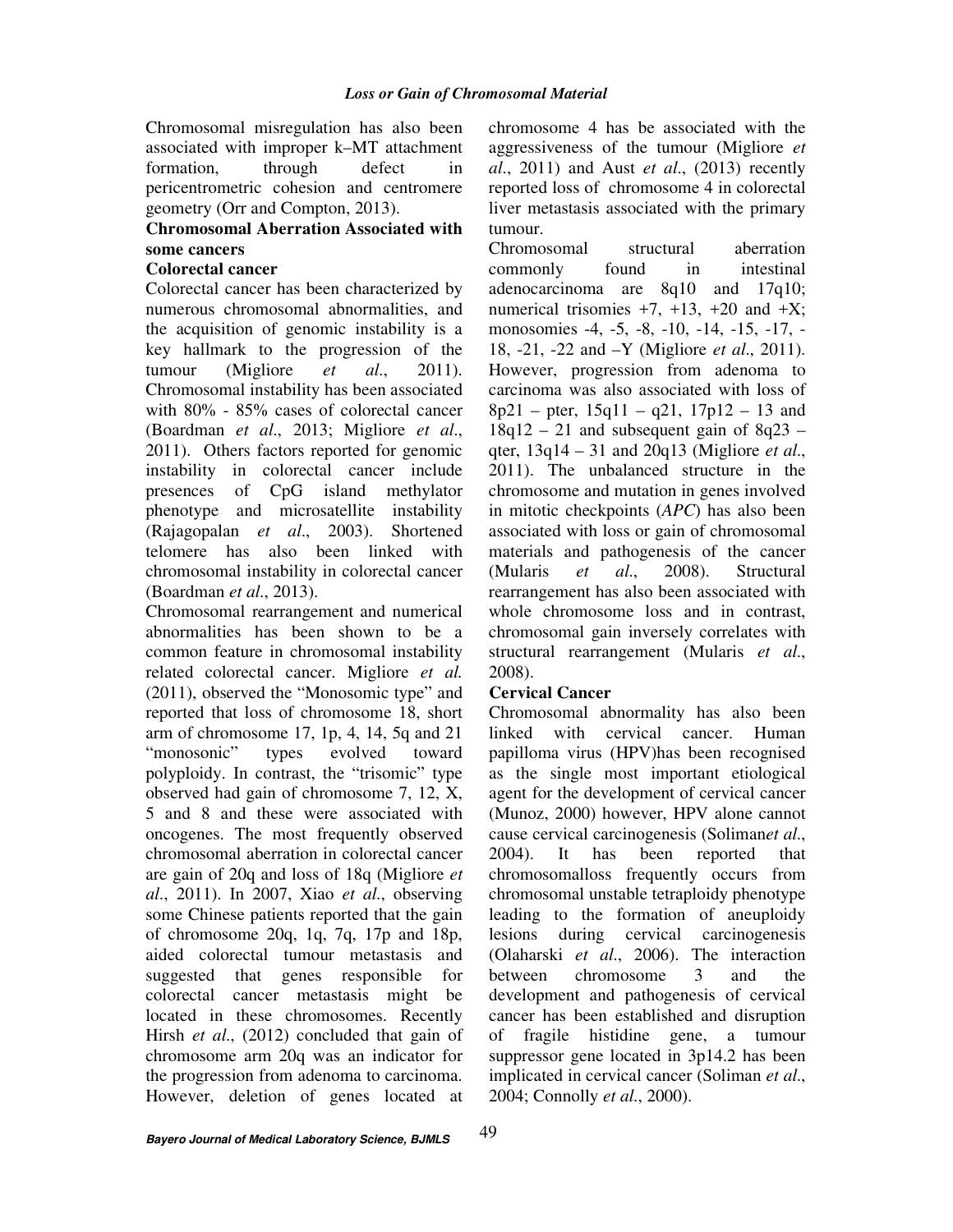Chromosomal misregulation has also been associated with improper k–MT attachment formation, through defect in pericentrometric cohesion and centromere geometry (Orr and Compton, 2013).

**Chromosomal Aberration Associated with some cancers**

**Colorectal cancer**

Colorectal cancer has been characterized by numerous chromosomal abnormalities, and the acquisition of genomic instability is a key hallmark to the progression of the tumour (Migliore *et al*., 2011). Chromosomal instability has been associated with 80% - 85% cases of colorectal cancer (Boardman *et al*., 2013; Migliore *et al*., 2011). Others factors reported for genomic instability in colorectal cancer include presences of CpG island methylator phenotype and microsatellite instability (Rajagopalan *et al*., 2003). Shortened telomere has also been linked with chromosomal instability in colorectal cancer (Boardman *et al*., 2013).

Chromosomal rearrangement and numerical abnormalities has been shown to be a common feature in chromosomal instability related colorectal cancer. Migliore *et al.* (2011), observed the "Monosomic type" and reported that loss of chromosome 18, short arm of chromosome 17, 1p, 4, 14, 5q and 21 "monosonic" types evolved toward polyploidy. In contrast, the "trisomic" type observed had gain of chromosome 7, 12, X, 5 and 8 and these were associated with oncogenes. The most frequently observed chromosomal aberration in colorectal cancer are gain of 20q and loss of 18q (Migliore *et al*., 2011). In 2007, Xiao *et al*., observing some Chinese patients reported that the gain of chromosome 20q, 1q, 7q, 17p and 18p, aided colorectal tumour metastasis and suggested that genes responsible for colorectal cancer metastasis might be located in these chromosomes. Recently Hirsh *et al*., (2012) concluded that gain of chromosome arm 20q was an indicator for the progression from adenoma to carcinoma. However, deletion of genes located at chromosome 4 has be associated with the aggressiveness of the tumour (Migliore *et al*., 2011) and Aust *et al*., (2013) recently reported loss of chromosome 4 in colorectal liver metastasis associated with the primary tumour.

Chromosomal structural aberration commonly found in intestinal adenocarcinoma are 8q10 and 17q10; numerical trisomies +7, +13, +20 and +X; monosomies -4, -5, -8, -10, -14, -15, -17, -18, -21, -22 and –Y (Migliore *et al*., 2011). However, progression from adenoma to carcinoma was also associated with loss of 8p21 – pter, 15q11 – q21, 17p12 – 13 and 18q12 – 21 and subsequent gain of 8q23 – qter, 13q14 – 31 and 20q13 (Migliore *et al*., 2011). The unbalanced structure in the chromosome and mutation in genes involved in mitotic checkpoints (*APC*) has also been associated with loss or gain of chromosomal materials and pathogenesis of the cancer (Mularis *et al*., 2008). Structural rearrangement has also been associated with whole chromosome loss and in contrast, chromosomal gain inversely correlates with structural rearrangement (Mularis *et al*., 2008).

**Cervical Cancer**

Chromosomal abnormality has also been linked with cervical cancer. Human papilloma virus (HPV)has been recognised as the single most important etiological agent for the development of cervical cancer (Munoz, 2000) however, HPV alone cannot cause cervical carcinogenesis (Solimanet *al*., 2004). It has been reported that chromosomalloss frequently occurs from chromosomal unstable tetraploidy phenotype leading to the formation of aneuploidy lesions during cervical carcinogenesis (Olaharski *et al*., 2006). The interaction between chromosome 3 and the development and pathogenesis of cervical cancer has been established and disruption of fragile histidine gene, a tumour suppressor gene located in 3p14.2 has been implicated in cervical cancer (Soliman *et al*., 2004; Connolly *et al*., 2000).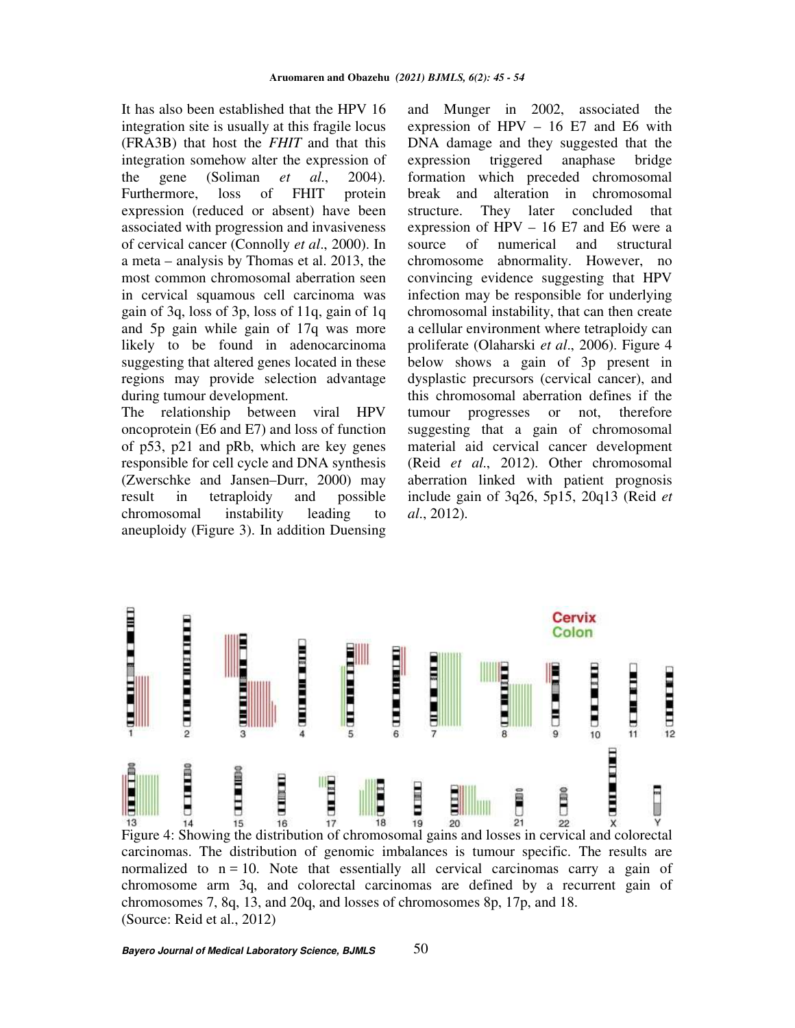It has also been established that the HPV 16 integration site is usually at this fragile locus (FRA3B) that host the *FHIT* and that this integration somehow alter the expression of the gene (Soliman *et al*., 2004). Furthermore, loss of FHIT protein expression (reduced or absent) have been associated with progression and invasiveness of cervical cancer (Connolly *et al*., 2000). In a meta – analysis by Thomas et al. 2013, the most common chromosomal aberration seen in cervical squamous cell carcinoma was gain of 3q, loss of 3p, loss of 11q, gain of 1q and 5p gain while gain of 17q was more likely to be found in adenocarcinoma suggesting that altered genes located in these regions may provide selection advantage during tumour development.

The relationship between viral HPV oncoprotein (E6 and E7) and loss of function of p53, p21 and pRb, which are key genes responsible for cell cycle and DNA synthesis (Zwerschke and Jansen–Durr, 2000) may result in tetraploidy and possible chromosomal instability leading to aneuploidy (Figure 3). In addition Duensing and Munger in 2002, associated the expression of HPV – 16 E7 and E6 with DNA damage and they suggested that the expression triggered anaphase bridge formation which preceded chromosomal break and alteration in chromosomal structure. They later concluded that expression of HPV – 16 E7 and E6 were a source of numerical and structural chromosome abnormality. However, no convincing evidence suggesting that HPV infection may be responsible for underlying chromosomal instability, that can then create a cellular environment where tetraploidy can proliferate (Olaharski *et al*., 2006). Figure 4 below shows a gain of 3p present in dysplastic precursors (cervical cancer), and this chromosomal aberration defines if the tumour progresses or not, therefore suggesting that a gain of chromosomal material aid cervical cancer development (Reid *et al*., 2012). Other chromosomal aberration linked with patient prognosis include gain of 3q26, 5p15, 20q13 (Reid *et al*., 2012).

Figure 4: Showing the distribution of chromosomal gains and losses in cervical and colorectal carcinomas. The distribution of genomic imbalances is tumour specific. The results are normalized to n = 10. Note that essentially all cervical carcinomas carry a gain of chromosome arm 3q, and colorectal carcinomas are defined by a recurrent gain of chromosomes 7, 8q, 13, and 20q, and losses of chromosomes 8p, 17p, and 18.
(Source: Reid et al., 2012)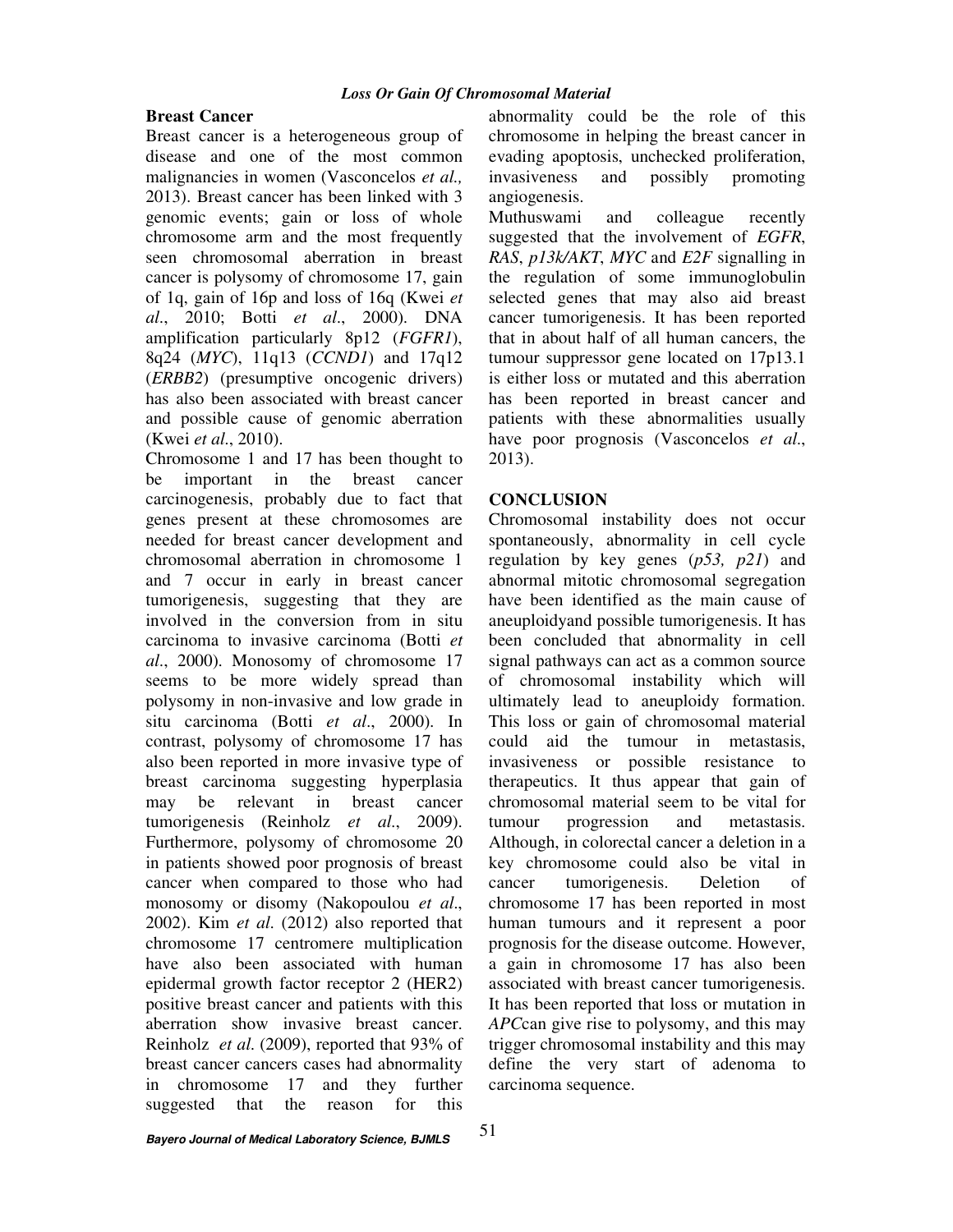*Loss Or Gain Of Chromosomal Material*

**Breast Cancer**

Breast cancer is a heterogeneous group of disease and one of the most common malignancies in women (Vasconcelos *et al.,* 2013). Breast cancer has been linked with 3 genomic events; gain or loss of whole chromosome arm and the most frequently seen chromosomal aberration in breast cancer is polysomy of chromosome 17, gain of 1q, gain of 16p and loss of 16q (Kwei *et al*., 2010; Botti *et al*., 2000). DNA amplification particularly 8p12 (*FGFR1*), 8q24 (*MYC*), 11q13 (*CCND1*) and 17q12 (*ERBB2*) (presumptive oncogenic drivers) has also been associated with breast cancer and possible cause of genomic aberration (Kwei *et al*., 2010).

Chromosome 1 and 17 has been thought to be important in the breast cancer carcinogenesis, probably due to fact that genes present at these chromosomes are needed for breast cancer development and chromosomal aberration in chromosome 1 and 7 occur in early in breast cancer tumorigenesis, suggesting that they are involved in the conversion from in situ carcinoma to invasive carcinoma (Botti *et al*., 2000). Monosomy of chromosome 17 seems to be more widely spread than polysomy in non-invasive and low grade in situ carcinoma (Botti *et al*., 2000). In contrast, polysomy of chromosome 17 has also been reported in more invasive type of breast carcinoma suggesting hyperplasia may be relevant in breast cancer tumorigenesis (Reinholz *et al*., 2009). Furthermore, polysomy of chromosome 20 in patients showed poor prognosis of breast cancer when compared to those who had monosomy or disomy (Nakopoulou *et al*., 2002). Kim *et al*. (2012) also reported that chromosome 17 centromere multiplication have also been associated with human epidermal growth factor receptor 2 (HER2) positive breast cancer and patients with this aberration show invasive breast cancer. Reinholz *et al*. (2009), reported that 93% of breast cancer cancers cases had abnormality in chromosome 17 and they further suggested that the reason for this abnormality could be the role of this chromosome in helping the breast cancer in evading apoptosis, unchecked proliferation, invasiveness and possibly promoting angiogenesis.

Muthuswami and colleague recently suggested that the involvement of *EGFR*, *RAS*, *p13k/AKT*, *MYC* and *E2F* signalling in the regulation of some immunoglobulin selected genes that may also aid breast cancer tumorigenesis. It has been reported that in about half of all human cancers, the tumour suppressor gene located on 17p13.1 is either loss or mutated and this aberration has been reported in breast cancer and patients with these abnormalities usually have poor prognosis (Vasconcelos *et al*., 2013).

## CONCLUSION

Chromosomal instability does not occur spontaneously, abnormality in cell cycle regulation by key genes (*p53, p21*) and abnormal mitotic chromosomal segregation have been identified as the main cause of aneuploidyand possible tumorigenesis. It has been concluded that abnormality in cell signal pathways can act as a common source of chromosomal instability which will ultimately lead to aneuploidy formation. This loss or gain of chromosomal material could aid the tumour in metastasis, invasiveness or possible resistance to therapeutics. It thus appear that gain of chromosomal material seem to be vital for tumour progression and metastasis. Although, in colorectal cancer a deletion in a key chromosome could also be vital in cancer tumorigenesis. Deletion of chromosome 17 has been reported in most human tumours and it represent a poor prognosis for the disease outcome. However, a gain in chromosome 17 has also been associated with breast cancer tumorigenesis. It has been reported that loss or mutation in *APC*can give rise to polysomy, and this may trigger chromosomal instability and this may define the very start of adenoma to carcinoma sequence.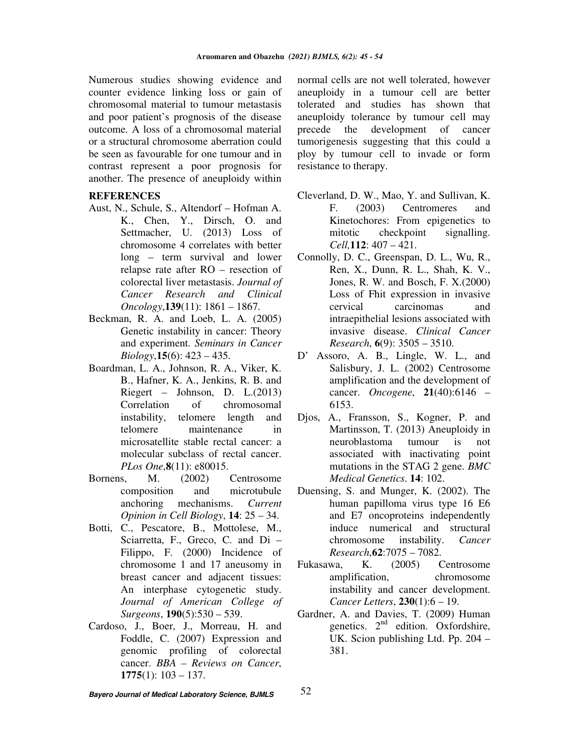Numerous studies showing evidence and counter evidence linking loss or gain of chromosomal material to tumour metastasis and poor patient's prognosis of the disease outcome. A loss of a chromosomal material or a structural chromosome aberration could be seen as favourable for one tumour and in contrast represent a poor prognosis for another. The presence of aneuploidy within normal cells are not well tolerated, however aneuploidy in a tumour cell are better tolerated and studies has shown that aneuploidy tolerance by tumour cell may precede the development of cancer tumorigenesis suggesting that this could a ploy by tumour cell to invade or form resistance to therapy.

## REFERENCES

Aust, N., Schule, S., Altendorf – Hofman A. K., Chen, Y., Dirsch, O. and Settmacher, U. (2013) Loss of chromosome 4 correlates with better long – term survival and lower relapse rate after RO – resection of colorectal liver metastasis. *Journal of Cancer Research and Clinical Oncology*,**139**(11): 1861 – 1867.

Beckman, R. A. and Loeb, L. A. (2005) Genetic instability in cancer: Theory and experiment. *Seminars in Cancer Biology*,**15**(6): 423 – 435.

Boardman, L. A., Johnson, R. A., Viker, K. B., Hafner, K. A., Jenkins, R. B. and Riegert – Johnson, D. L.(2013) Correlation of chromosomal instability, telomere length and telomere maintenance in microsatellite stable rectal cancer: a molecular subclass of rectal cancer. *PLos One*,**8**(11): e80015.

Bornens, M. (2002) Centrosome composition and microtubule anchoring mechanisms. *Current Opinion in Cell Biology*, **14**: 25 – 34.

Botti, C., Pescatore, B., Mottolese, M., Sciarretta, F., Greco, C. and Di – Filippo, F. (2000) Incidence of chromosome 1 and 17 aneusomy in breast cancer and adjacent tissues: An interphase cytogenetic study. *Journal of American College of Surgeons*, **190**(5):530 – 539.

Cardoso, J., Boer, J., Morreau, H. and Foddle, C. (2007) Expression and genomic profiling of colorectal cancer. *BBA – Reviews on Cancer*, **1775**(1): 103 – 137.

Cleverland, D. W., Mao, Y. and Sullivan, K. F. (2003) Centromeres and Kinetochores: From epigenetics to mitotic checkpoint signalling. *Cell,***112**: 407 – 421.

Connolly, D. C., Greenspan, D. L., Wu, R., Ren, X., Dunn, R. L., Shah, K. V., Jones, R. W. and Bosch, F. X.(2000) Loss of Fhit expression in invasive cervical carcinomas and intraepithelial lesions associated with invasive disease. *Clinical Cancer Research*, **6**(9): 3505 – 3510.

D' Assoro, A. B., Lingle, W. L., and Salisbury, J. L. (2002) Centrosome amplification and the development of cancer. *Oncogene*, **21**(40):6146 – 6153.

Djos, A., Fransson, S., Kogner, P. and Martinsson, T. (2013) Aneuploidy in neuroblastoma tumour is not associated with inactivating point mutations in the STAG 2 gene. *BMC Medical Genetics*. **14**: 102.

Duensing, S. and Munger, K. (2002). The human papilloma virus type 16 E6 and E7 oncoproteins independently induce numerical and structural chromosome instability. *Cancer Research*,**62**:7075 – 7082.

Fukasawa, K. (2005) Centrosome amplification, chromosome instability and cancer development. *Cancer Letters*, **230**(1):6 – 19.

Gardner, A. and Davies, T. (2009) Human genetics. 2nd edition. Oxfordshire, UK. Scion publishing Ltd. Pp. 204 – 381.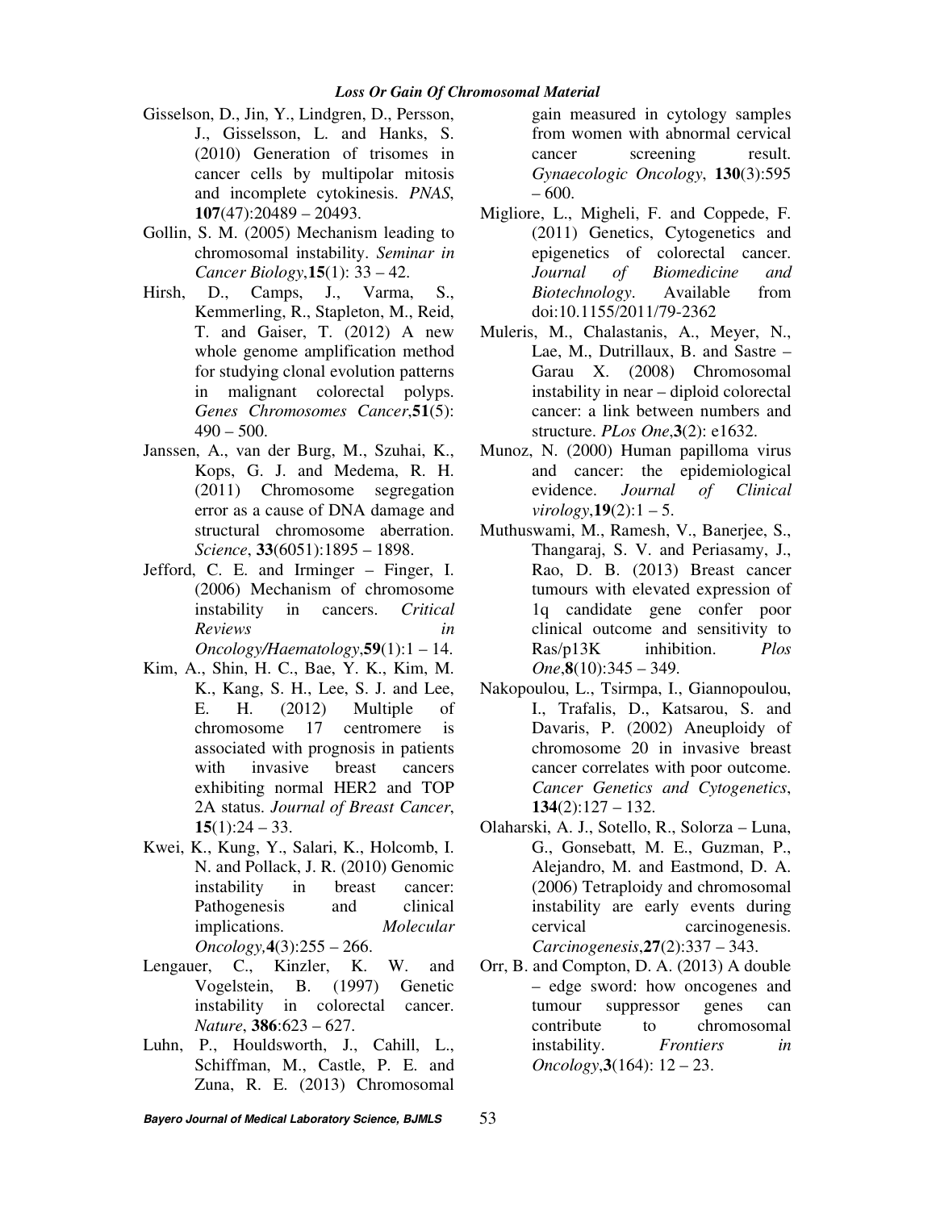Gisselson, D., Jin, Y., Lindgren, D., Persson, J., Gisselsson, L. and Hanks, S. (2010) Generation of trisomes in cancer cells by multipolar mitosis and incomplete cytokinesis. *PNAS*, **107**(47):20489 – 20493.

Gollin, S. M. (2005) Mechanism leading to chromosomal instability. *Seminar in Cancer Biology*,**15**(1): 33 – 42.

Hirsh, D., Camps, J., Varma, S., Kemmerling, R., Stapleton, M., Reid, T. and Gaiser, T. (2012) A new whole genome amplification method for studying clonal evolution patterns in malignant colorectal polyps. *Genes Chromosomes Cancer*,**51**(5): 490 – 500.

Janssen, A., van der Burg, M., Szuhai, K., Kops, G. J. and Medema, R. H. (2011) Chromosome segregation error as a cause of DNA damage and structural chromosome aberration. *Science*, **33**(6051):1895 – 1898.

Jefford, C. E. and Irminger – Finger, I. (2006) Mechanism of chromosome instability in cancers. *Critical Reviews in Oncology/Haematology*,**59**(1):1 – 14.

Kim, A., Shin, H. C., Bae, Y. K., Kim, M. K., Kang, S. H., Lee, S. J. and Lee, E. H. (2012) Multiple of chromosome 17 centromere is associated with prognosis in patients with invasive breast cancers exhibiting normal HER2 and TOP 2A status. *Journal of Breast Cancer*, **15**(1):24 – 33.

Kwei, K., Kung, Y., Salari, K., Holcomb, I. N. and Pollack, J. R. (2010) Genomic instability in breast cancer: Pathogenesis and clinical implications. *Molecular Oncology*,**4**(3):255 – 266.

Lengauer, C., Kinzler, K. W. and Vogelstein, B. (1997) Genetic instability in colorectal cancer. *Nature*, **386**:623 – 627.

Luhn, P., Houldsworth, J., Cahill, L., Schiffman, M., Castle, P. E. and Zuna, R. E. (2013) Chromosomal gain measured in cytology samples from women with abnormal cervical cancer screening result. *Gynaecologic Oncology*, **130**(3):595 – 600.

Migliore, L., Migheli, F. and Coppede, F. (2011) Genetics, Cytogenetics and epigenetics of colorectal cancer. *Journal of Biomedicine and Biotechnology*. Available from doi:10.1155/2011/79-2362

Muleris, M., Chalastanis, A., Meyer, N., Lae, M., Dutrillaux, B. and Sastre – Garau X. (2008) Chromosomal instability in near – diploid colorectal cancer: a link between numbers and structure. *PLos One*,**3**(2): e1632.

Munoz, N. (2000) Human papilloma virus and cancer: the epidemiological evidence. *Journal of Clinical virology*,**19**(2):1 – 5.

Muthuswami, M., Ramesh, V., Banerjee, S., Thangaraj, S. V. and Periasamy, J., Rao, D. B. (2013) Breast cancer tumours with elevated expression of 1q candidate gene confer poor clinical outcome and sensitivity to Ras/p13K inhibition. *Plos One*,**8**(10):345 – 349.

Nakopoulou, L., Tsirmpa, I., Giannopoulou, I., Trafalis, D., Katsarou, S. and Davaris, P. (2002) Aneuploidy of chromosome 20 in invasive breast cancer correlates with poor outcome. *Cancer Genetics and Cytogenetics*, **134**(2):127 – 132.

Olaharski, A. J., Sotello, R., Solorza – Luna, G., Gonsebatt, M. E., Guzman, P., Alejandro, M. and Eastmond, D. A. (2006) Tetraploidy and chromosomal instability are early events during cervical carcinogenesis. *Carcinogenesis*,**27**(2):337 – 343.

Orr, B. and Compton, D. A. (2013) A double – edge sword: how oncogenes and tumour suppressor genes can contribute to chromosomal instability. *Frontiers in Oncology*,**3**(164): 12 – 23.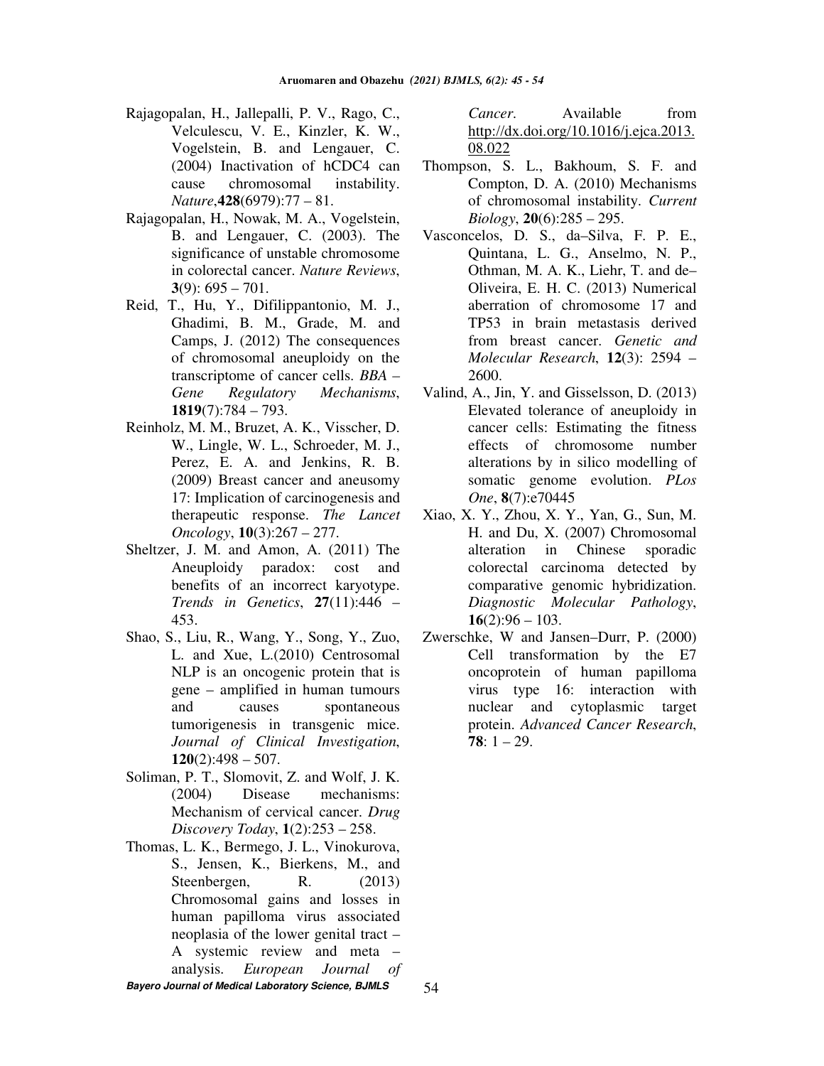Rajagopalan, H., Jallepalli, P. V., Rago, C., Velculescu, V. E., Kinzler, K. W., Vogelstein, B. and Lengauer, C. (2004) Inactivation of hCDC4 can cause chromosomal instability. *Nature*,**428**(6979):77 – 81.

Rajagopalan, H., Nowak, M. A., Vogelstein, B. and Lengauer, C. (2003). The significance of unstable chromosome in colorectal cancer. *Nature Reviews*, **3**(9): 695 – 701.

Reid, T., Hu, Y., Difilippantonio, M. J., Ghadimi, B. M., Grade, M. and Camps, J. (2012) The consequences of chromosomal aneuploidy on the transcriptome of cancer cells. *BBA – Gene Regulatory Mechanisms*, **1819**(7):784 – 793.

Reinholz, M. M., Bruzet, A. K., Visscher, D. W., Lingle, W. L., Schroeder, M. J., Perez, E. A. and Jenkins, R. B. (2009) Breast cancer and aneusomy 17: Implication of carcinogenesis and therapeutic response. *The Lancet Oncology*, **10**(3):267 – 277.

Sheltzer, J. M. and Amon, A. (2011) The Aneuploidy paradox: cost and benefits of an incorrect karyotype. *Trends in Genetics*, **27**(11):446 – 453.

Shao, S., Liu, R., Wang, Y., Song, Y., Zuo, L. and Xue, L.(2010) Centrosomal NLP is an oncogenic protein that is gene – amplified in human tumours and causes spontaneous tumorigenesis in transgenic mice. *Journal of Clinical Investigation*, **120**(2):498 – 507.

Soliman, P. T., Slomovit, Z. and Wolf, J. K. (2004) Disease mechanisms: Mechanism of cervical cancer. *Drug Discovery Today*, **1**(2):253 – 258.

Thomas, L. K., Bermego, J. L., Vinokurova, S., Jensen, K., Bierkens, M., and Steenbergen, R. (2013) Chromosomal gains and losses in human papilloma virus associated neoplasia of the lower genital tract – A systemic review and meta – analysis. *European Journal of Cancer*. Available from http://dx.doi.org/10.1016/j.ejca.2013.08.022

Thompson, S. L., Bakhoum, S. F. and Compton, D. A. (2010) Mechanisms of chromosomal instability. *Current Biology*, **20**(6):285 – 295.

Vasconcelos, D. S., da–Silva, F. P. E., Quintana, L. G., Anselmo, N. P., Othman, M. A. K., Liehr, T. and de–Oliveira, E. H. C. (2013) Numerical aberration of chromosome 17 and TP53 in brain metastasis derived from breast cancer. *Genetic and Molecular Research*, **12**(3): 2594 – 2600.

Valind, A., Jin, Y. and Gisselsson, D. (2013) Elevated tolerance of aneuploidy in cancer cells: Estimating the fitness effects of chromosome number alterations by in silico modelling of somatic genome evolution. *PLos One*, **8**(7):e70445

Xiao, X. Y., Zhou, X. Y., Yan, G., Sun, M. H. and Du, X. (2007) Chromosomal alteration in Chinese sporadic colorectal carcinoma detected by comparative genomic hybridization. *Diagnostic Molecular Pathology*, **16**(2):96 – 103.

Zwerschke, W and Jansen–Durr, P. (2000) Cell transformation by the E7 oncoprotein of human papilloma virus type 16: interaction with nuclear and cytoplasmic target protein. *Advanced Cancer Research*, **78**: 1 – 29.